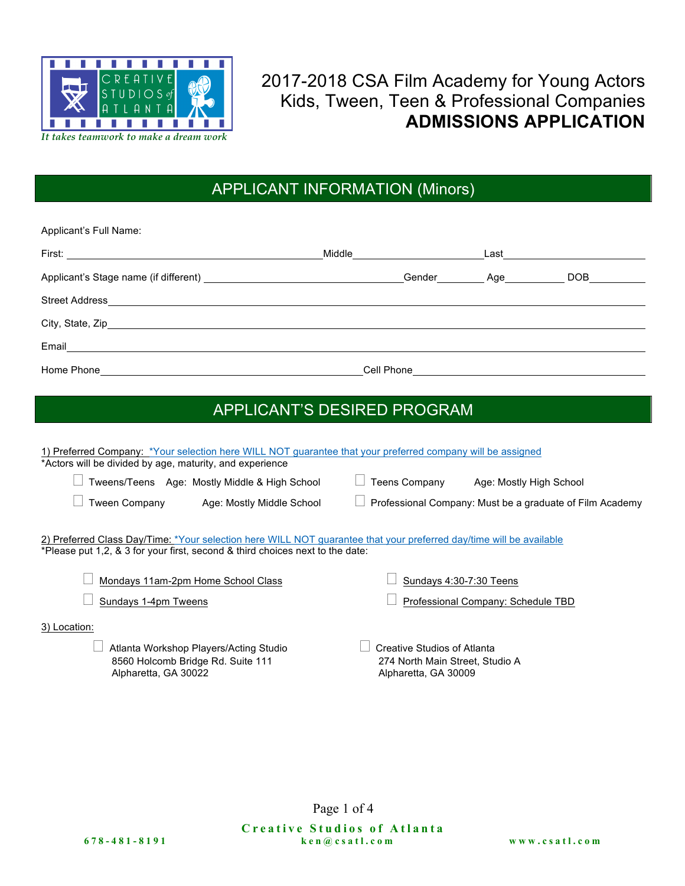CREATIVE STUDIOS of ATLANTA

*It takes teamwork to make a dream work*

# 2017-2018 CSA Film Academy for Young Actors
## Kids, Tween, Teen & Professional Companies
## **ADMISSIONS APPLICATION**

## APPLICANT INFORMATION (Minors)

Applicant's Full Name:

First: ______________________ Middle ______________ Last ______________

Applicant's Stage name (if different) ______________________ Gender ________ Age ________ DOB ________

Street Address ____________________________________________

City, State, Zip ____________________________________________

Email ____________________________________________

Home Phone ______________________ Cell Phone ______________________

## APPLICANT'S DESIRED PROGRAM

1) Preferred Company: *Your selection here WILL NOT guarantee that your preferred company will be assigned
*Actors will be divided by age, maturity, and experience

- ☐ Tweens/Teens Age: Mostly Middle & High School
- ☐ Teens Company Age: Mostly High School
- ☐ Tween Company Age: Mostly Middle School
- ☐ Professional Company: Must be a graduate of Film Academy

2) Preferred Class Day/Time: *Your selection here WILL NOT guarantee that your preferred day/time will be available
*Please put 1,2, & 3 for your first, second & third choices next to the date:

- ☐ Mondays 11am-2pm Home School Class
- ☐ Sundays 4:30-7:30 Teens
- ☐ Sundays 1-4pm Tweens
- ☐ Professional Company: Schedule TBD

3) Location:

- ☐ Atlanta Workshop Players/Acting Studio
  8560 Holcomb Bridge Rd. Suite 111
  Alpharetta, GA 30022
- ☐ Creative Studios of Atlanta
  274 North Main Street, Studio A
  Alpharetta, GA 30009

Creative Studios of Atlanta
678-481-8191 ken@csatl.com www.csatl.com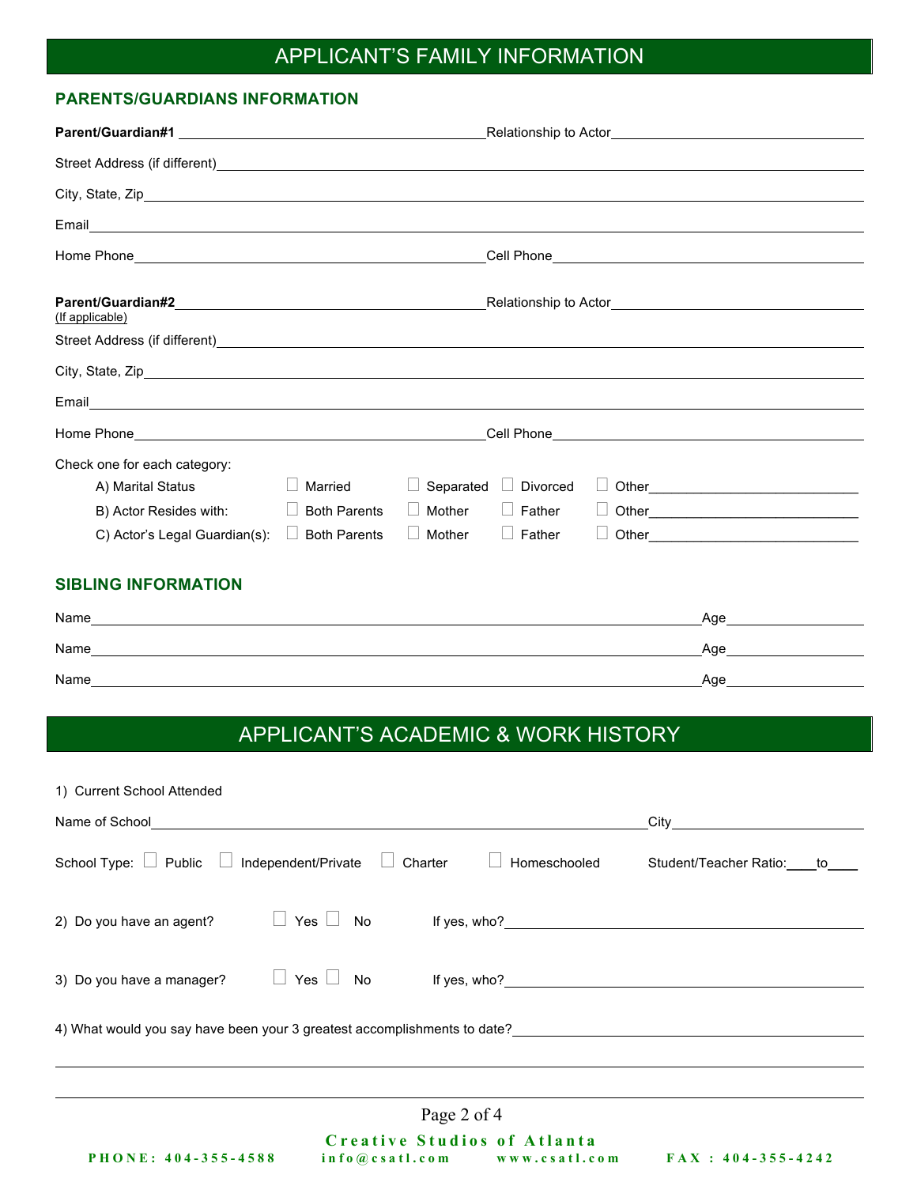# APPLICANT'S FAMILY INFORMATION

## PARENTS/GUARDIANS INFORMATION

**Parent/Guardian#1** ______________________ Relationship to Actor ______________________

Street Address (if different) ______________________

City, State, Zip ______________________

Email ______________________

Home Phone ______________________ Cell Phone ______________________

**Parent/Guardian#2** ______________________ Relationship to Actor ______________________
(If applicable)

Street Address (if different) ______________________

City, State, Zip ______________________

Email ______________________

Home Phone ______________________ Cell Phone ______________________

Check one for each category:

- A) Marital Status ☐ Married ☐ Separated ☐ Divorced ☐ Other ______________
- B) Actor Resides with: ☐ Both Parents ☐ Mother ☐ Father ☐ Other ______________
- C) Actor's Legal Guardian(s): ☐ Both Parents ☐ Mother ☐ Father ☐ Other ______________

## SIBLING INFORMATION

Name ______________________ Age __________

Name ______________________ Age __________

Name ______________________ Age __________

# APPLICANT'S ACADEMIC & WORK HISTORY

1) Current School Attended

Name of School ______________________ City __________

School Type: ☐ Public ☐ Independent/Private ☐ Charter ☐ Homeschooled Student/Teacher Ratio: ____to____

2) Do you have an agent? ☐ Yes ☐ No If yes, who? ______________________

3) Do you have a manager? ☐ Yes ☐ No If yes, who? ______________________

4) What would you say have been your 3 greatest accomplishments to date? ______________________

______________________

______________________

**Creative Studios of Atlanta**

PHONE: 404-355-4588 info@csatl.com www.csatl.com FAX : 404-355-4242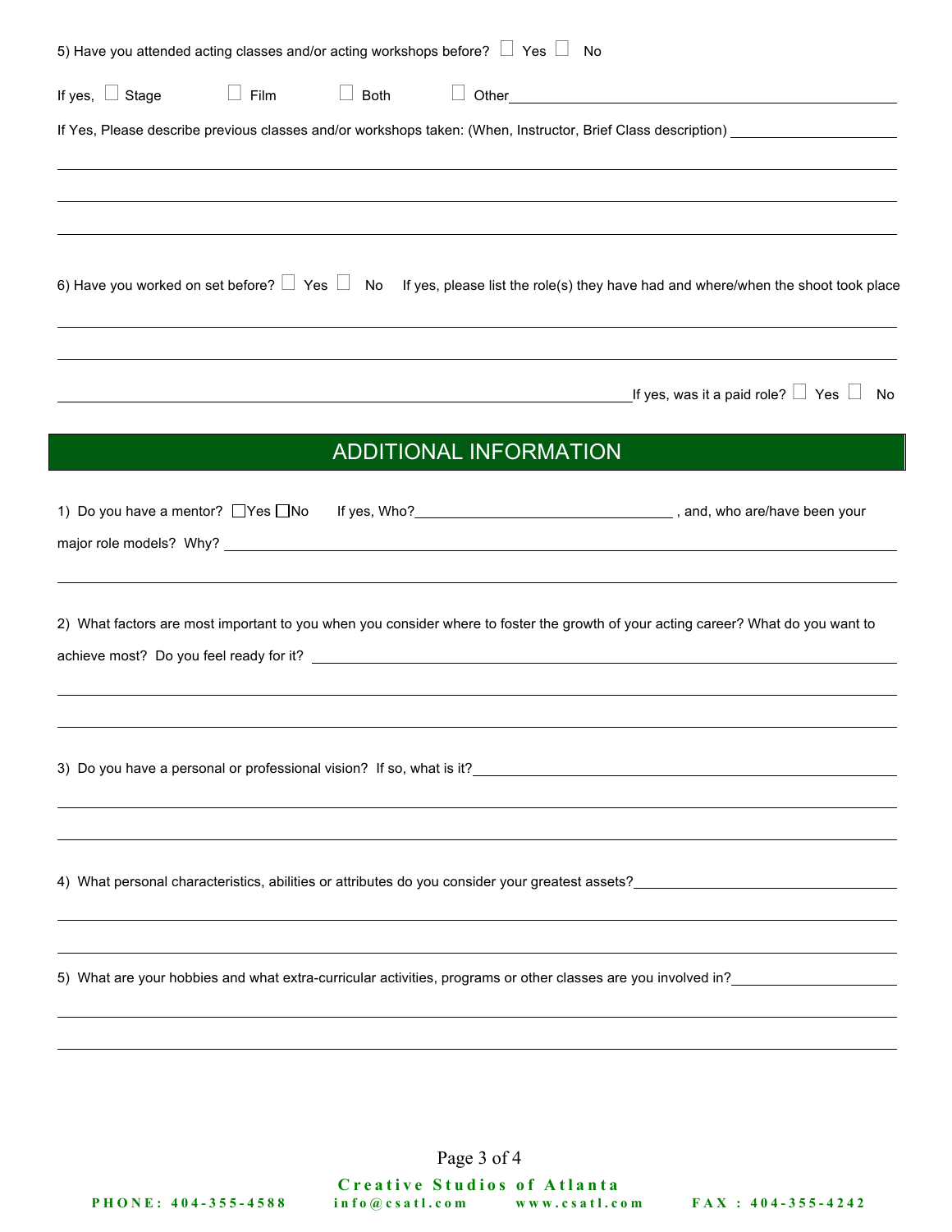5) Have you attended acting classes and/or acting workshops before? ☐ Yes ☐ No

If yes, ☐ Stage ☐ Film ☐ Both ☐ Other\_\_\_\_\_\_\_\_\_\_\_\_\_\_\_\_\_\_\_\_\_\_\_\_\_\_\_\_\_\_\_\_\_\_\_\_

If Yes, Please describe previous classes and/or workshops taken: (When, Instructor, Brief Class description) \_\_\_\_\_\_\_\_\_\_\_\_\_\_\_\_\_\_\_\_

\_\_\_\_\_\_\_\_\_\_\_\_\_\_\_\_\_\_\_\_\_\_\_\_\_\_\_\_\_\_\_\_\_\_\_\_\_\_\_\_\_\_\_\_\_\_\_\_\_\_\_\_\_\_\_\_\_\_\_\_\_\_\_\_\_\_\_\_\_\_\_\_\_\_\_\_\_\_

\_\_\_\_\_\_\_\_\_\_\_\_\_\_\_\_\_\_\_\_\_\_\_\_\_\_\_\_\_\_\_\_\_\_\_\_\_\_\_\_\_\_\_\_\_\_\_\_\_\_\_\_\_\_\_\_\_\_\_\_\_\_\_\_\_\_\_\_\_\_\_\_\_\_\_\_\_\_

\_\_\_\_\_\_\_\_\_\_\_\_\_\_\_\_\_\_\_\_\_\_\_\_\_\_\_\_\_\_\_\_\_\_\_\_\_\_\_\_\_\_\_\_\_\_\_\_\_\_\_\_\_\_\_\_\_\_\_\_\_\_\_\_\_\_\_\_\_\_\_\_\_\_\_\_\_\_

6) Have you worked on set before? ☐ Yes ☐ No If yes, please list the role(s) they have had and where/when the shoot took place

\_\_\_\_\_\_\_\_\_\_\_\_\_\_\_\_\_\_\_\_\_\_\_\_\_\_\_\_\_\_\_\_\_\_\_\_\_\_\_\_\_\_\_\_\_\_\_\_\_\_\_\_\_\_\_\_\_\_\_\_\_\_\_\_\_\_\_\_\_\_\_\_\_\_\_\_\_\_

\_\_\_\_\_\_\_\_\_\_\_\_\_\_\_\_\_\_\_\_\_\_\_\_\_\_\_\_\_\_\_\_\_\_\_\_\_\_\_\_\_\_\_\_\_\_\_\_\_\_\_\_\_\_\_\_\_\_\_\_\_\_\_\_\_\_\_\_\_\_\_\_\_\_\_\_\_\_

\_\_\_\_\_\_\_\_\_\_\_\_\_\_\_\_\_\_\_\_\_\_\_\_\_\_\_\_\_\_\_\_\_\_\_\_\_\_\_\_\_\_\_\_\_\_\_\_\_\_\_\_\_\_\_\_If yes, was it a paid role? ☐ Yes ☐ No

## ADDITIONAL INFORMATION

1) Do you have a mentor? ☐Yes ☐No If yes, Who?\_\_\_\_\_\_\_\_\_\_\_\_\_\_\_\_\_\_\_\_\_\_\_\_\_\_\_\_ , and, who are/have been your major role models? Why? \_\_\_\_\_\_\_\_\_\_\_\_\_\_\_\_\_\_\_\_\_\_\_\_\_\_\_\_\_\_\_\_\_\_\_\_\_\_\_\_\_\_\_\_\_\_\_\_\_\_\_\_\_\_\_\_\_\_\_\_\_\_\_\_\_\_\_\_

\_\_\_\_\_\_\_\_\_\_\_\_\_\_\_\_\_\_\_\_\_\_\_\_\_\_\_\_\_\_\_\_\_\_\_\_\_\_\_\_\_\_\_\_\_\_\_\_\_\_\_\_\_\_\_\_\_\_\_\_\_\_\_\_\_\_\_\_\_\_\_\_\_\_\_\_\_\_

2) What factors are most important to you when you consider where to foster the growth of your acting career? What do you want to achieve most? Do you feel ready for it? \_\_\_\_\_\_\_\_\_\_\_\_\_\_\_\_\_\_\_\_\_\_\_\_\_\_\_\_\_\_\_\_\_\_\_\_\_\_\_\_\_\_\_\_\_\_\_\_\_\_\_\_\_\_\_\_\_\_\_\_

\_\_\_\_\_\_\_\_\_\_\_\_\_\_\_\_\_\_\_\_\_\_\_\_\_\_\_\_\_\_\_\_\_\_\_\_\_\_\_\_\_\_\_\_\_\_\_\_\_\_\_\_\_\_\_\_\_\_\_\_\_\_\_\_\_\_\_\_\_\_\_\_\_\_\_\_\_\_

\_\_\_\_\_\_\_\_\_\_\_\_\_\_\_\_\_\_\_\_\_\_\_\_\_\_\_\_\_\_\_\_\_\_\_\_\_\_\_\_\_\_\_\_\_\_\_\_\_\_\_\_\_\_\_\_\_\_\_\_\_\_\_\_\_\_\_\_\_\_\_\_\_\_\_\_\_\_

3) Do you have a personal or professional vision? If so, what is it?\_\_\_\_\_\_\_\_\_\_\_\_\_\_\_\_\_\_\_\_\_\_\_\_\_\_\_\_\_\_\_\_\_\_\_\_\_\_\_\_\_\_\_\_

\_\_\_\_\_\_\_\_\_\_\_\_\_\_\_\_\_\_\_\_\_\_\_\_\_\_\_\_\_\_\_\_\_\_\_\_\_\_\_\_\_\_\_\_\_\_\_\_\_\_\_\_\_\_\_\_\_\_\_\_\_\_\_\_\_\_\_\_\_\_\_\_\_\_\_\_\_\_

\_\_\_\_\_\_\_\_\_\_\_\_\_\_\_\_\_\_\_\_\_\_\_\_\_\_\_\_\_\_\_\_\_\_\_\_\_\_\_\_\_\_\_\_\_\_\_\_\_\_\_\_\_\_\_\_\_\_\_\_\_\_\_\_\_\_\_\_\_\_\_\_\_\_\_\_\_\_

4) What personal characteristics, abilities or attributes do you consider your greatest assets?\_\_\_\_\_\_\_\_\_\_\_\_\_\_\_\_\_\_\_\_\_\_\_\_\_\_\_\_

\_\_\_\_\_\_\_\_\_\_\_\_\_\_\_\_\_\_\_\_\_\_\_\_\_\_\_\_\_\_\_\_\_\_\_\_\_\_\_\_\_\_\_\_\_\_\_\_\_\_\_\_\_\_\_\_\_\_\_\_\_\_\_\_\_\_\_\_\_\_\_\_\_\_\_\_\_\_

\_\_\_\_\_\_\_\_\_\_\_\_\_\_\_\_\_\_\_\_\_\_\_\_\_\_\_\_\_\_\_\_\_\_\_\_\_\_\_\_\_\_\_\_\_\_\_\_\_\_\_\_\_\_\_\_\_\_\_\_\_\_\_\_\_\_\_\_\_\_\_\_\_\_\_\_\_\_

5) What are your hobbies and what extra-curricular activities, programs or other classes are you involved in?\_\_\_\_\_\_\_\_\_\_\_\_\_\_\_\_\_\_\_\_

\_\_\_\_\_\_\_\_\_\_\_\_\_\_\_\_\_\_\_\_\_\_\_\_\_\_\_\_\_\_\_\_\_\_\_\_\_\_\_\_\_\_\_\_\_\_\_\_\_\_\_\_\_\_\_\_\_\_\_\_\_\_\_\_\_\_\_\_\_\_\_\_\_\_\_\_\_\_

\_\_\_\_\_\_\_\_\_\_\_\_\_\_\_\_\_\_\_\_\_\_\_\_\_\_\_\_\_\_\_\_\_\_\_\_\_\_\_\_\_\_\_\_\_\_\_\_\_\_\_\_\_\_\_\_\_\_\_\_\_\_\_\_\_\_\_\_\_\_\_\_\_\_\_\_\_\_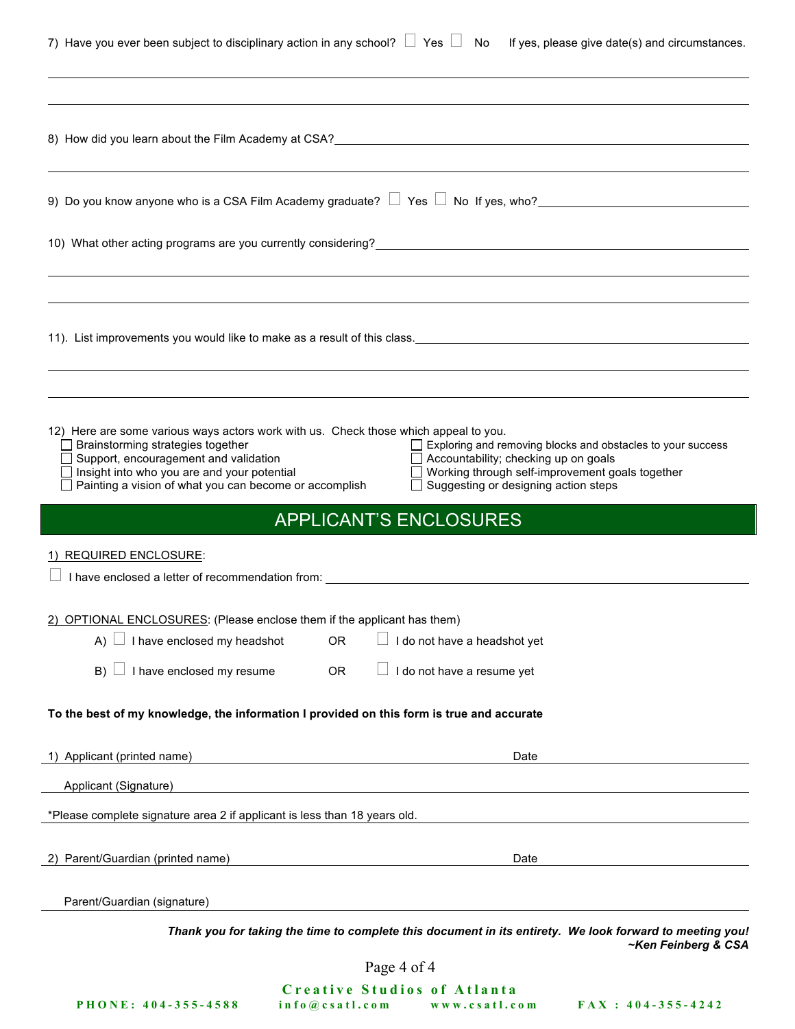7) Have you ever been subject to disciplinary action in any school? ☐ Yes ☐ No If yes, please give date(s) and circumstances.

8) How did you learn about the Film Academy at CSA?

9) Do you know anyone who is a CSA Film Academy graduate? ☐ Yes ☐ No If yes, who?

10) What other acting programs are you currently considering?

11). List improvements you would like to make as a result of this class.

12) Here are some various ways actors work with us. Check those which appeal to you.

- ☐ Brainstorming strategies together
- ☐ Support, encouragement and validation
- ☐ Insight into who you are and your potential
- ☐ Painting a vision of what you can become or accomplish
- ☐ Exploring and removing blocks and obstacles to your success
- ☐ Accountability; checking up on goals
- ☐ Working through self-improvement goals together
- ☐ Suggesting or designing action steps

## APPLICANT'S ENCLOSURES

1) REQUIRED ENCLOSURE:

☐ I have enclosed a letter of recommendation from:

2) OPTIONAL ENCLOSURES: (Please enclose them if the applicant has them)

A) ☐ I have enclosed my headshot OR ☐ I do not have a headshot yet

B) ☐ I have enclosed my resume OR ☐ I do not have a resume yet

**To the best of my knowledge, the information I provided on this form is true and accurate**

1) Applicant (printed name) Date

Applicant (Signature)

*Please complete signature area 2 if applicant is less than 18 years old.

2) Parent/Guardian (printed name) Date

Parent/Guardian (signature)

***Thank you for taking the time to complete this document in its entirety. We look forward to meeting you!***
***~Ken Feinberg & CSA***

**Creative Studios of Atlanta**

PHONE: 404-355-4588 info@csatl.com www.csatl.com FAX : 404-355-4242